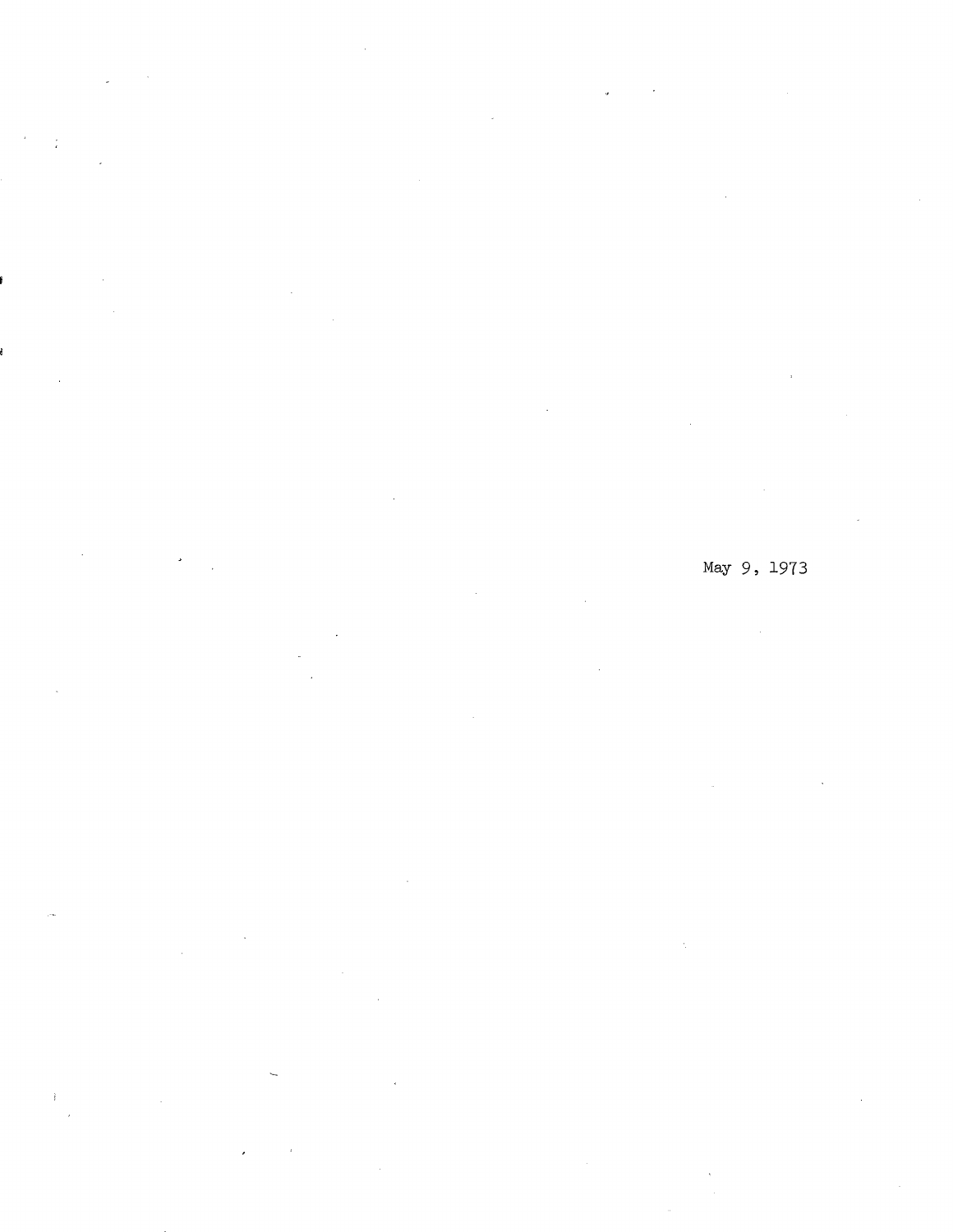May 9, 1973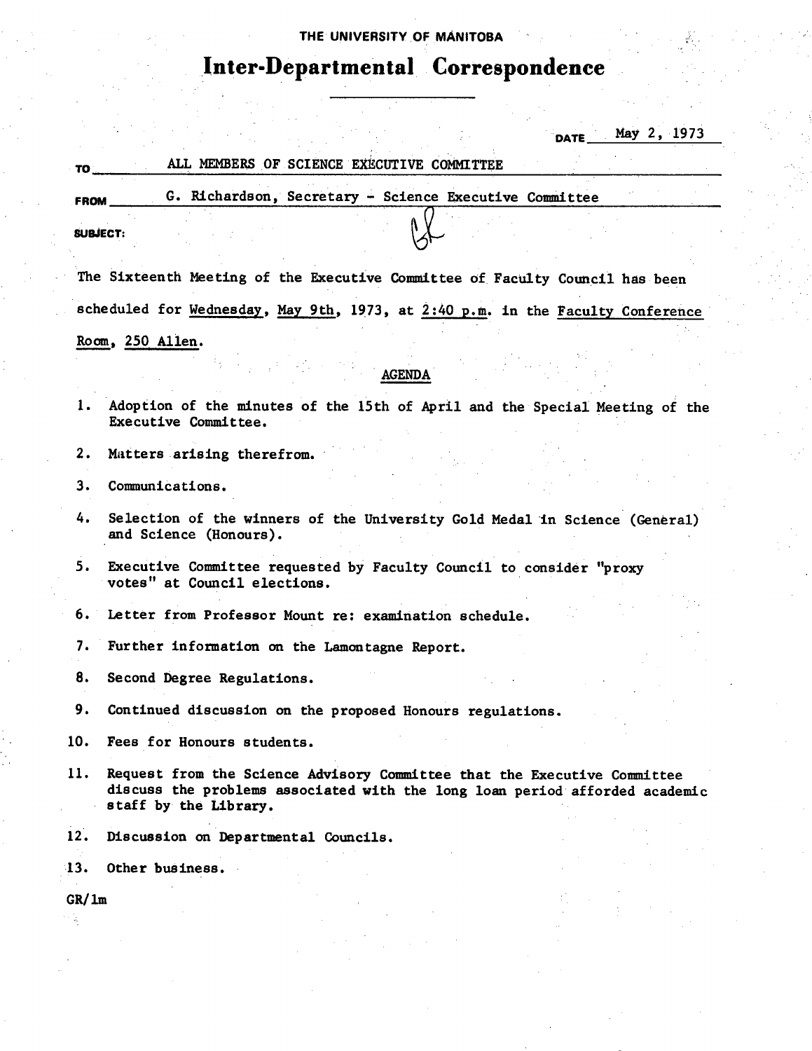THE UNIVERSITY OF MANITOBA

# Inter-Departmental Correspondence

DATE May 2, 1973

TO ALL MEMBERS OF SCIENCE EXECUTIVE COMMITTEE

FROM G. Richardson, Secretary - Science Executive Committee

SUBJECT:

The Sixteenth Meeting of the Executive Committee of Faculty Council has been scheduled for Wednesday, May 9th, 1973, at 2:40 p.m. in the Faculty Conference Room, 250 Allen.

## AGENDA

1. Adoption of the minutes of the 15th of April and the Special Meeting of the Executive Committee.
2. Matters arising therefrom.
3. Communications.
4. Selection of the winners of the University Gold Medal in Science (General) and Science (Honours).
5. Executive Committee requested by Faculty Council to consider "proxy votes" at Council elections.
6. Letter from Professor Mount re: examination schedule.
7. Further information on the Lamontagne Report.
8. Second Degree Regulations.
9. Continued discussion on the proposed Honours regulations.
10. Fees for Honours students.
11. Request from the Science Advisory Committee that the Executive Committee discuss the problems associated with the long loan period afforded academic staff by the Library.
12. Discussion on Departmental Councils.
13. Other business.

GR/lm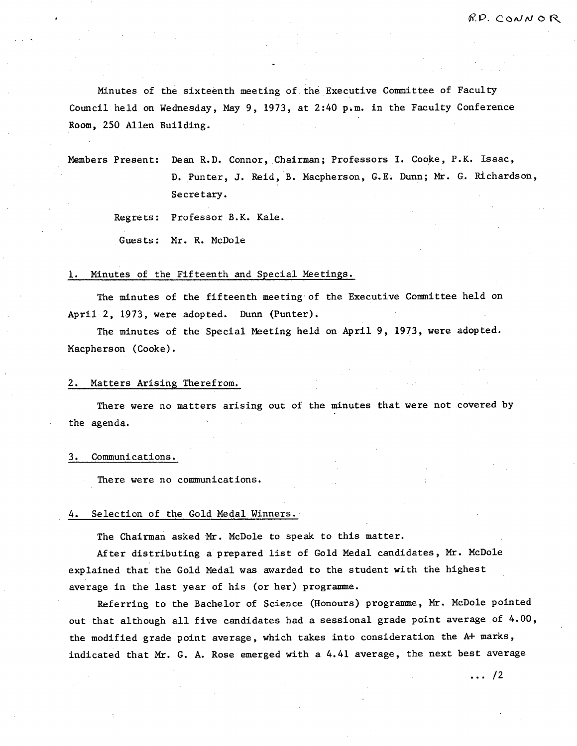R.D. CONNOR

Minutes of the sixteenth meeting of the Executive Committee of Faculty Council held on Wednesday, May 9, 1973, at 2:40 p.m. in the Faculty Conference Room, 250 Allen Building.

Members Present: Dean R.D. Connor, Chairman; Professors I. Cooke, P.K. Isaac, D. Punter, J. Reid, B. Macpherson, G.E. Dunn; Mr. G. Richardson, Secretary.

Regrets: Professor B.K. Kale.

Guests: Mr. R. McDole

## 1. Minutes of the Fifteenth and Special Meetings.

The minutes of the fifteenth meeting of the Executive Committee held on April 2, 1973, were adopted. Dunn (Punter).

The minutes of the Special Meeting held on April 9, 1973, were adopted. Macpherson (Cooke).

## 2. Matters Arising Therefrom.

There were no matters arising out of the minutes that were not covered by the agenda.

## 3. Communications.

There were no communications.

## 4. Selection of the Gold Medal Winners.

The Chairman asked Mr. McDole to speak to this matter.

After distributing a prepared list of Gold Medal candidates, Mr. McDole explained that the Gold Medal was awarded to the student with the highest average in the last year of his (or her) programme.

Referring to the Bachelor of Science (Honours) programme, Mr. McDole pointed out that although all five candidates had a sessional grade point average of 4.00, the modified grade point average, which takes into consideration the A+ marks, indicated that Mr. G. A. Rose emerged with a 4.41 average, the next best average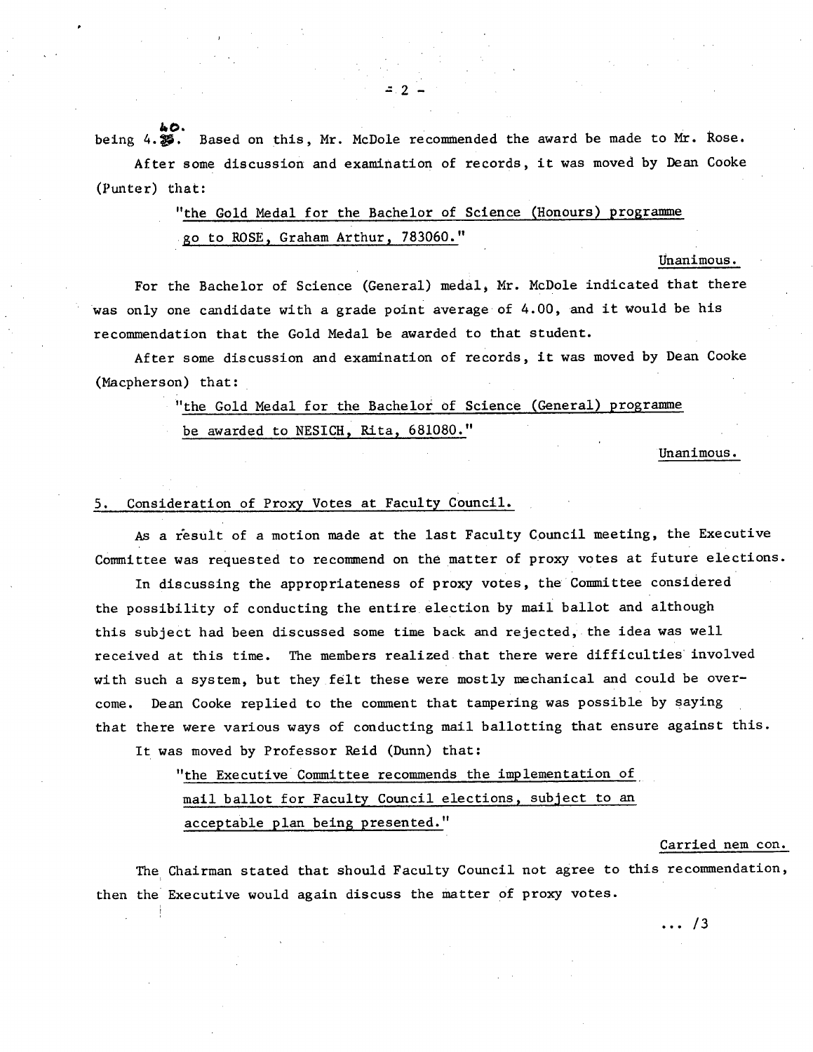being 4.40. Based on this, Mr. McDole recommended the award be made to Mr. Rose.

After some discussion and examination of records, it was moved by Dean Cooke (Punter) that:

> "the Gold Medal for the Bachelor of Science (Honours) programme go to ROSE, Graham Arthur, 783060."

Unanimous.

For the Bachelor of Science (General) medal, Mr. McDole indicated that there was only one candidate with a grade point average of 4.00, and it would be his recommendation that the Gold Medal be awarded to that student.

After some discussion and examination of records, it was moved by Dean Cooke (Macpherson) that:

> "the Gold Medal for the Bachelor of Science (General) programme be awarded to NESICH, Rita, 681080."

Unanimous.

## 5. Consideration of Proxy Votes at Faculty Council.

As a result of a motion made at the last Faculty Council meeting, the Executive Committee was requested to recommend on the matter of proxy votes at future elections.

In discussing the appropriateness of proxy votes, the Committee considered the possibility of conducting the entire election by mail ballot and although this subject had been discussed some time back and rejected, the idea was well received at this time. The members realized that there were difficulties involved with such a system, but they felt these were mostly mechanical and could be overcome. Dean Cooke replied to the comment that tampering was possible by saying that there were various ways of conducting mail ballotting that ensure against this.

It was moved by Professor Reid (Dunn) that:

> "the Executive Committee recommends the implementation of mail ballot for Faculty Council elections, subject to an acceptable plan being presented."

Carried nem con.

The Chairman stated that should Faculty Council not agree to this recommendation, then the Executive would again discuss the matter of proxy votes.

... /3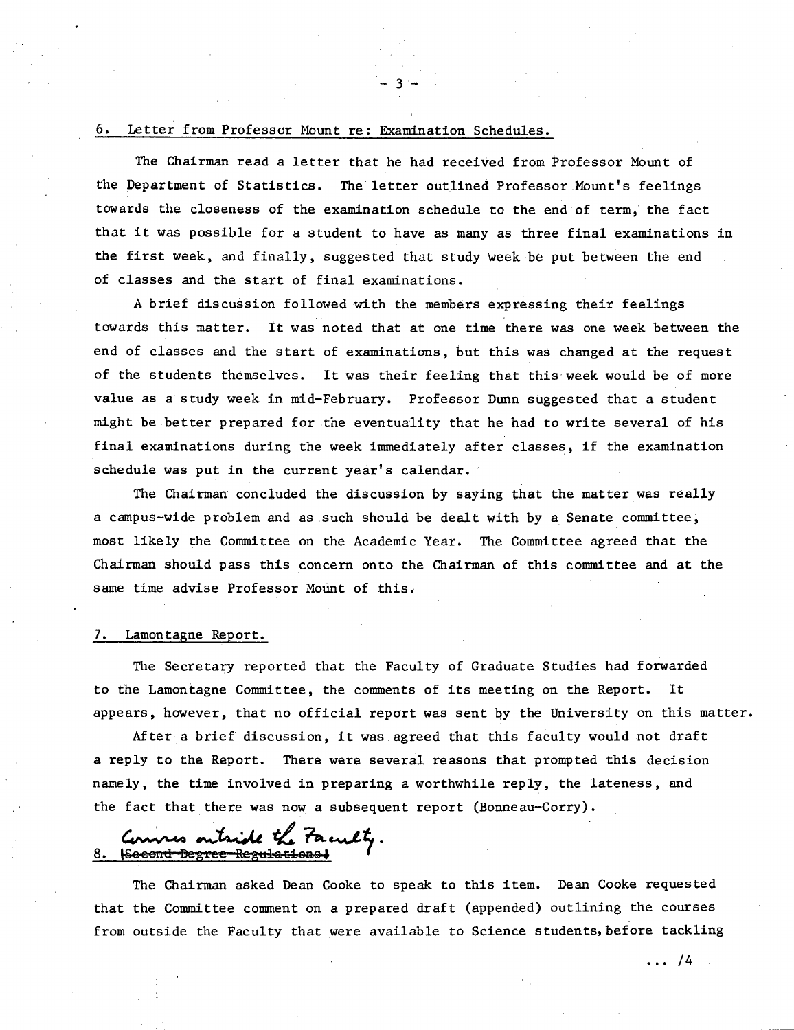## 6. Letter from Professor Mount re: Examination Schedules.

The Chairman read a letter that he had received from Professor Mount of the Department of Statistics. The letter outlined Professor Mount's feelings towards the closeness of the examination schedule to the end of term, the fact that it was possible for a student to have as many as three final examinations in the first week, and finally, suggested that study week be put between the end of classes and the start of final examinations.

A brief discussion followed with the members expressing their feelings towards this matter. It was noted that at one time there was one week between the end of classes and the start of examinations, but this was changed at the request of the students themselves. It was their feeling that this week would be of more value as a study week in mid-February. Professor Dunn suggested that a student might be better prepared for the eventuality that he had to write several of his final examinations during the week immediately after classes, if the examination schedule was put in the current year's calendar.

The Chairman concluded the discussion by saying that the matter was really a campus-wide problem and as such should be dealt with by a Senate committee, most likely the Committee on the Academic Year. The Committee agreed that the Chairman should pass this concern onto the Chairman of this committee and at the same time advise Professor Mount of this.

## 7. Lamontagne Report.

The Secretary reported that the Faculty of Graduate Studies had forwarded to the Lamontagne Committee, the comments of its meeting on the Report. It appears, however, that no official report was sent by the University on this matter.

After a brief discussion, it was agreed that this faculty would not draft a reply to the Report. There were several reasons that prompted this decision namely, the time involved in preparing a worthwhile reply, the lateness, and the fact that there was now a subsequent report (Bonneau-Corry).

## 8. ~~(Second Degree Regulations)~~ Courses outside the Faculty.

The Chairman asked Dean Cooke to speak to this item. Dean Cooke requested that the Committee comment on a prepared draft (appended) outlining the courses from outside the Faculty that were available to Science students, before tackling

... /4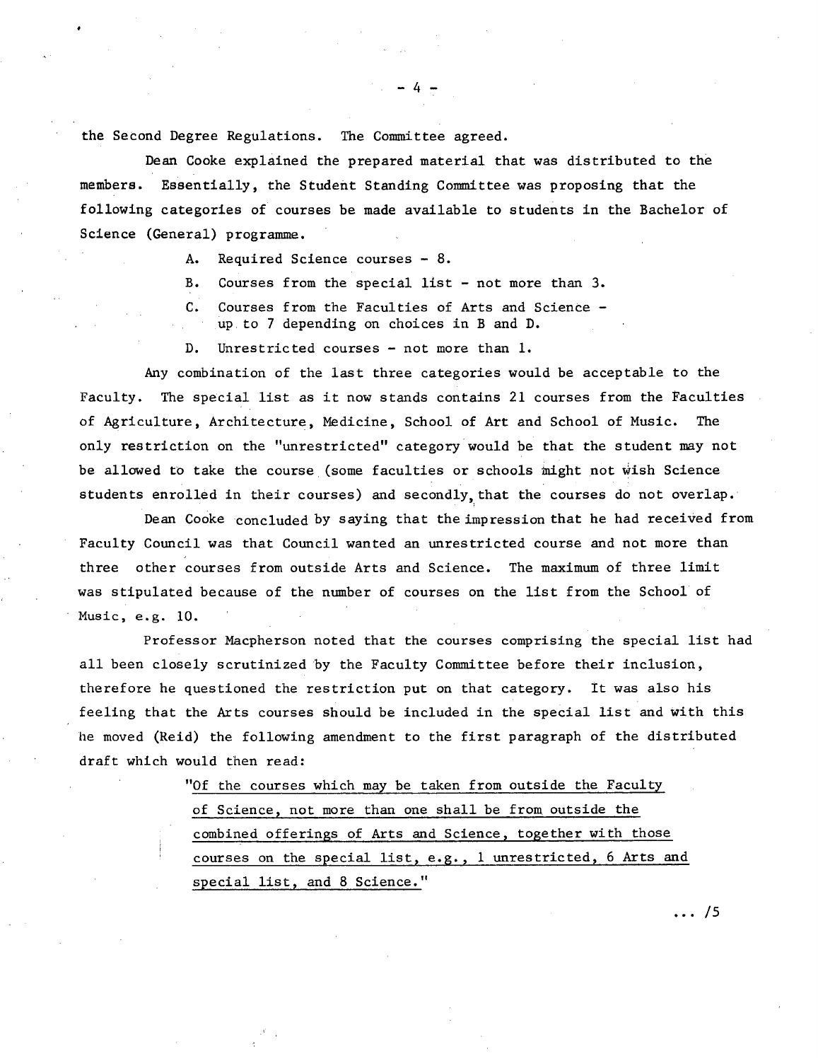the Second Degree Regulations. The Committee agreed.

Dean Cooke explained the prepared material that was distributed to the members. Essentially, the Student Standing Committee was proposing that the following categories of courses be made available to students in the Bachelor of Science (General) programme.

A. Required Science courses - 8.

B. Courses from the special list - not more than 3.

C. Courses from the Faculties of Arts and Science - up to 7 depending on choices in B and D.

D. Unrestricted courses - not more than 1.

Any combination of the last three categories would be acceptable to the Faculty. The special list as it now stands contains 21 courses from the Faculties of Agriculture, Architecture, Medicine, School of Art and School of Music. The only restriction on the "unrestricted" category would be that the student may not be allowed to take the course (some faculties or schools might not wish Science students enrolled in their courses) and secondly, that the courses do not overlap.

Dean Cooke concluded by saying that the impression that he had received from Faculty Council was that Council wanted an unrestricted course and not more than three other courses from outside Arts and Science. The maximum of three limit was stipulated because of the number of courses on the list from the School of Music, e.g. 10.

Professor Macpherson noted that the courses comprising the special list had all been closely scrutinized by the Faculty Committee before their inclusion, therefore he questioned the restriction put on that category. It was also his feeling that the Arts courses should be included in the special list and with this he moved (Reid) the following amendment to the first paragraph of the distributed draft which would then read:

> "Of the courses which may be taken from outside the Faculty of Science, not more than one shall be from outside the combined offerings of Arts and Science, together with those courses on the special list, e.g., 1 unrestricted, 6 Arts and special list, and 8 Science."

... /5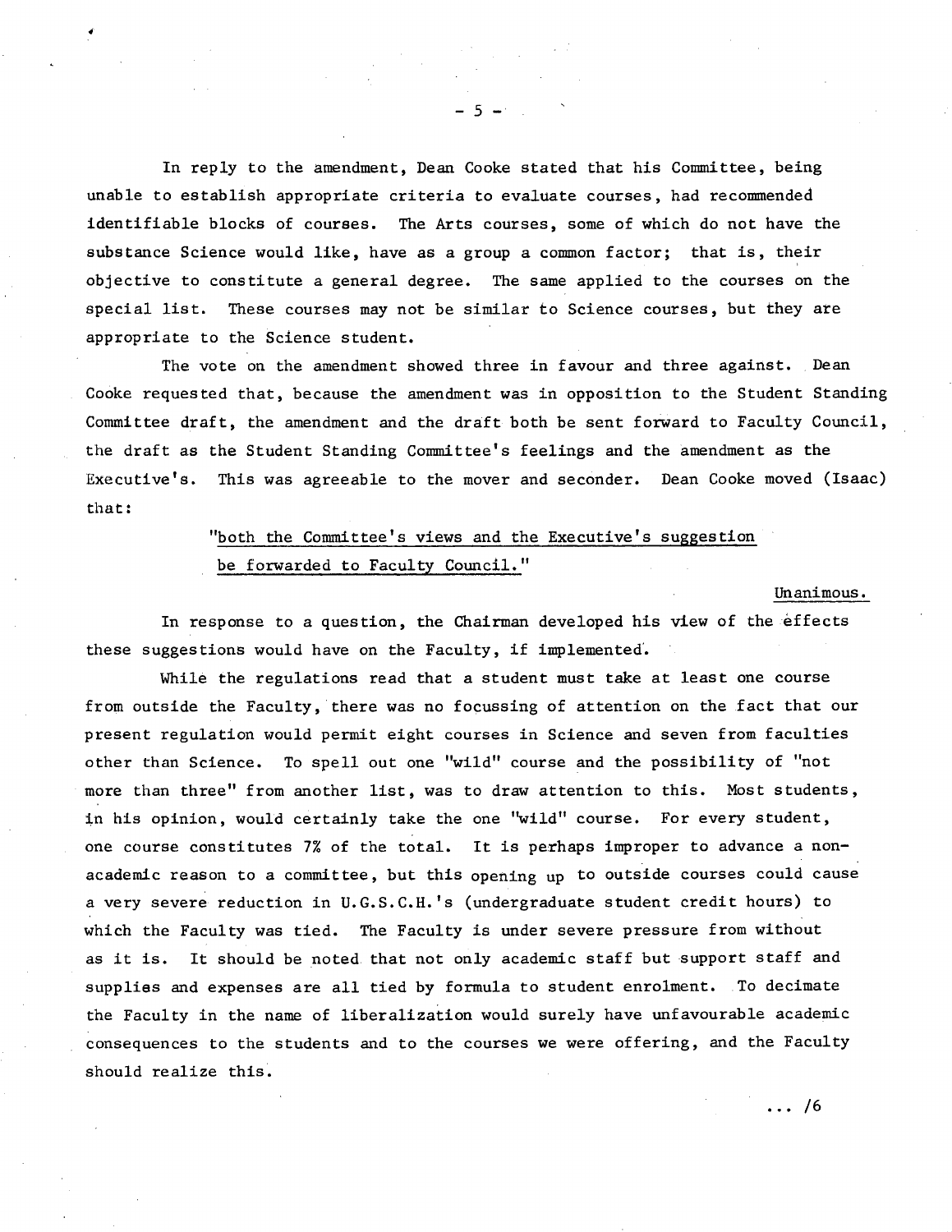In reply to the amendment, Dean Cooke stated that his Committee, being unable to establish appropriate criteria to evaluate courses, had recommended identifiable blocks of courses. The Arts courses, some of which do not have the substance Science would like, have as a group a common factor; that is, their objective to constitute a general degree. The same applied to the courses on the special list. These courses may not be similar to Science courses, but they are appropriate to the Science student.

The vote on the amendment showed three in favour and three against. Dean Cooke requested that, because the amendment was in opposition to the Student Standing Committee draft, the amendment and the draft both be sent forward to Faculty Council, the draft as the Student Standing Committee's feelings and the amendment as the Executive's. This was agreeable to the mover and seconder. Dean Cooke moved (Isaac) that:

> "both the Committee's views and the Executive's suggestion be forwarded to Faculty Council."

Unanimous.

In response to a question, the Chairman developed his view of the effects these suggestions would have on the Faculty, if implemented.

While the regulations read that a student must take at least one course from outside the Faculty, there was no focussing of attention on the fact that our present regulation would permit eight courses in Science and seven from faculties other than Science. To spell out one "wild" course and the possibility of "not more than three" from another list, was to draw attention to this. Most students, in his opinion, would certainly take the one "wild" course. For every student, one course constitutes 7% of the total. It is perhaps improper to advance a non-academic reason to a committee, but this opening up to outside courses could cause a very severe reduction in U.G.S.C.H.'s (undergraduate student credit hours) to which the Faculty was tied. The Faculty is under severe pressure from without as it is. It should be noted that not only academic staff but support staff and supplies and expenses are all tied by formula to student enrolment. To decimate the Faculty in the name of liberalization would surely have unfavourable academic consequences to the students and to the courses we were offering, and the Faculty should realize this.

... /6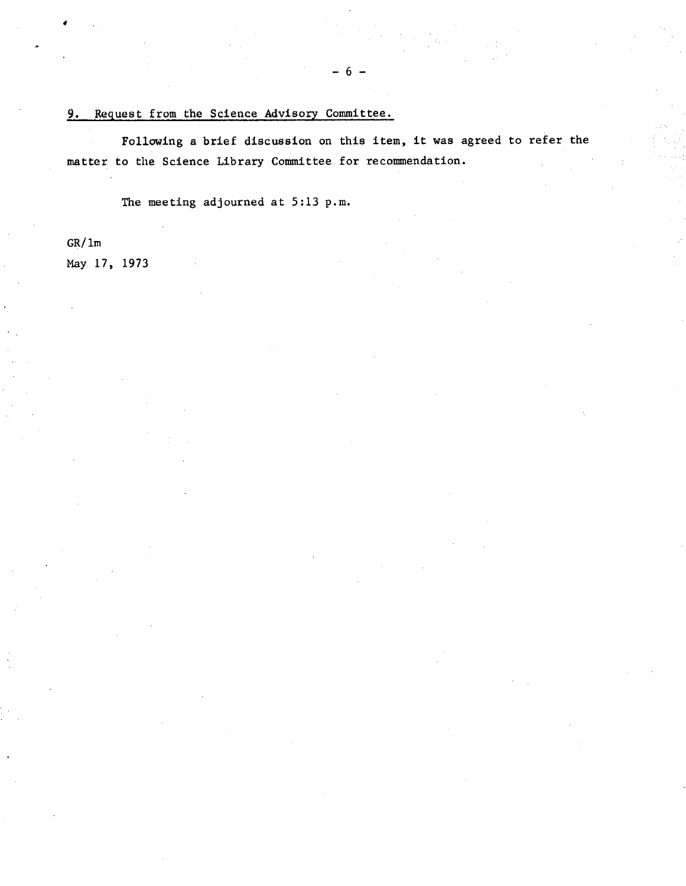9. <u>Request from the Science Advisory Committee.</u>

Following a brief discussion on this item, it was agreed to refer the matter to the Science Library Committee for recommendation.

The meeting adjourned at 5:13 p.m.

GR/lm
May 17, 1973